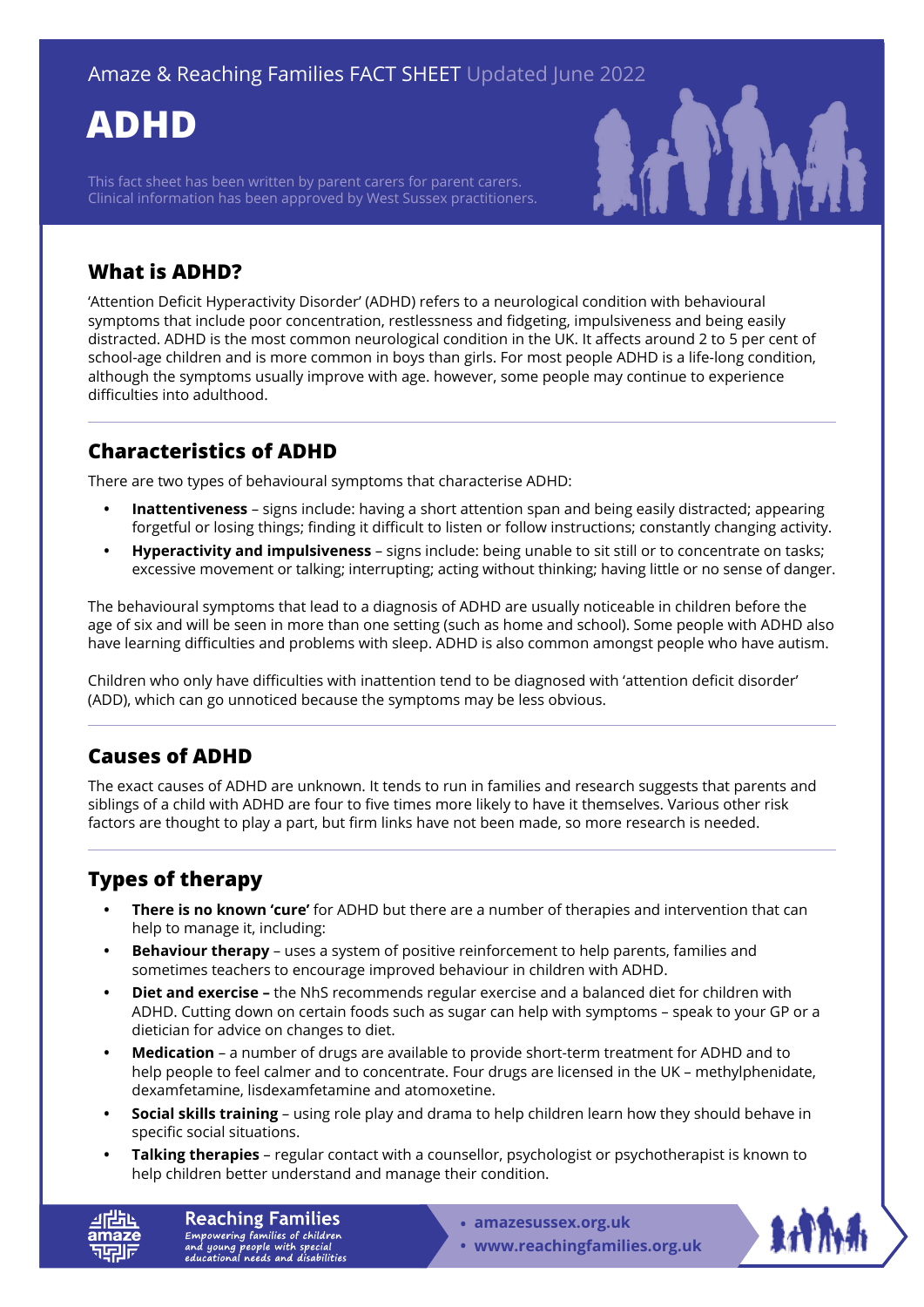Amaze & Reaching Families FACT SHEET Updated June 2022

# ADHD

This fact sheet has been written by parent carers for parent carers. Clinical information has been approved by West Sussex practitioners.

## What is ADHD?

'Attention Deficit Hyperactivity Disorder' (ADHD) refers to a neurological condition with behavioural symptoms that include poor concentration, restlessness and fidgeting, impulsiveness and being easily distracted. ADHD is the most common neurological condition in the UK. It affects around 2 to 5 per cent of school-age children and is more common in boys than girls. For most people ADHD is a life-long condition, although the symptoms usually improve with age. however, some people may continue to experience difficulties into adulthood.

## Characteristics of ADHD

There are two types of behavioural symptoms that characterise ADHD:

- **Inattentiveness** – signs include: having a short attention span and being easily distracted; appearing forgetful or losing things; finding it difficult to listen or follow instructions; constantly changing activity.
- **Hyperactivity and impulsiveness** – signs include: being unable to sit still or to concentrate on tasks; excessive movement or talking; interrupting; acting without thinking; having little or no sense of danger.

The behavioural symptoms that lead to a diagnosis of ADHD are usually noticeable in children before the age of six and will be seen in more than one setting (such as home and school). Some people with ADHD also have learning difficulties and problems with sleep. ADHD is also common amongst people who have autism.

Children who only have difficulties with inattention tend to be diagnosed with 'attention deficit disorder' (ADD), which can go unnoticed because the symptoms may be less obvious.

## Causes of ADHD

The exact causes of ADHD are unknown. It tends to run in families and research suggests that parents and siblings of a child with ADHD are four to five times more likely to have it themselves. Various other risk factors are thought to play a part, but firm links have not been made, so more research is needed.

## Types of therapy

- **There is no known 'cure'** for ADHD but there are a number of therapies and intervention that can help to manage it, including:
- **Behaviour therapy** – uses a system of positive reinforcement to help parents, families and sometimes teachers to encourage improved behaviour in children with ADHD.
- **Diet and exercise –** the NhS recommends regular exercise and a balanced diet for children with ADHD. Cutting down on certain foods such as sugar can help with symptoms – speak to your GP or a dietician for advice on changes to diet.
- **Medication** – a number of drugs are available to provide short-term treatment for ADHD and to help people to feel calmer and to concentrate. Four drugs are licensed in the UK – methylphenidate, dexamfetamine, lisdexamfetamine and atomoxetine.
- **Social skills training** – using role play and drama to help children learn how they should behave in specific social situations.
- **Talking therapies** – regular contact with a counsellor, psychologist or psychotherapist is known to help children better understand and manage their condition.

amaze

Reaching Families
Empowering families of children and young people with special educational needs and disabilities

- amazesussex.org.uk
- www.reachingfamilies.org.uk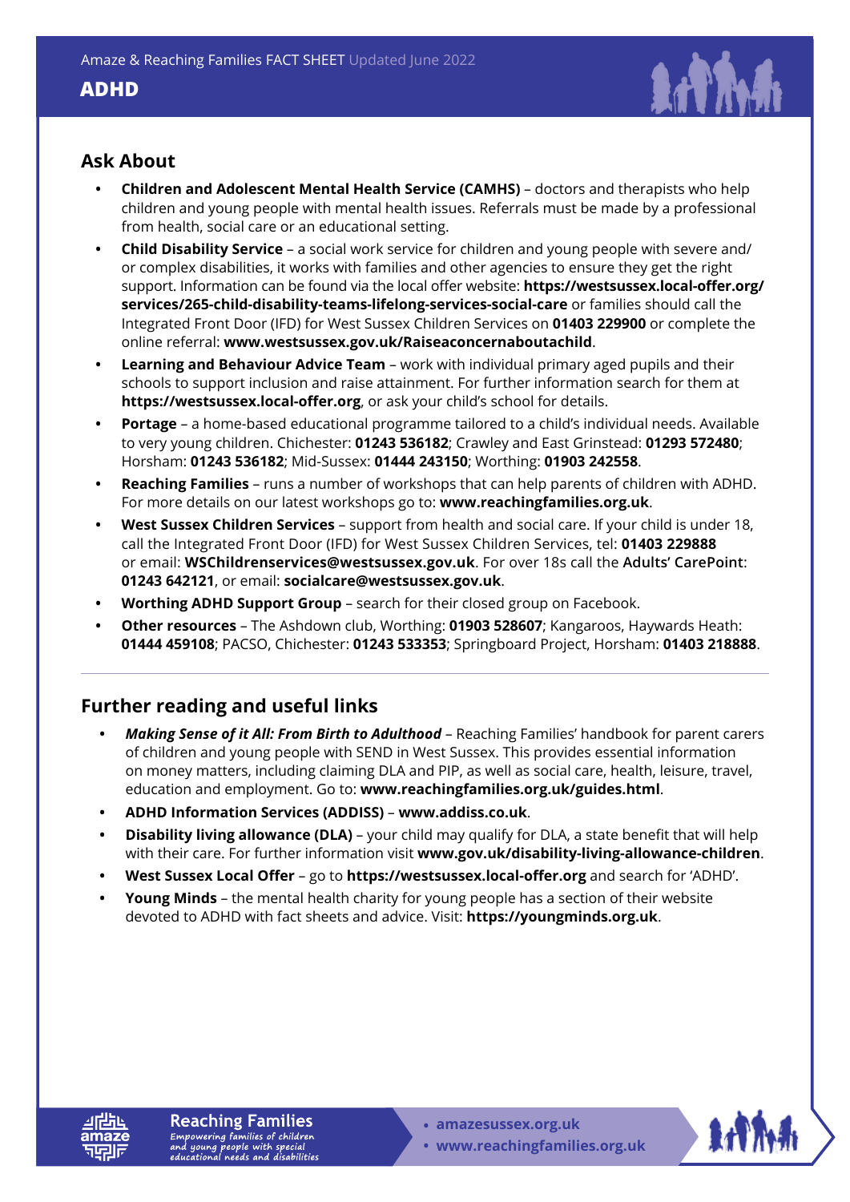## Ask About

- **Children and Adolescent Mental Health Service (CAMHS)** – doctors and therapists who help children and young people with mental health issues. Referrals must be made by a professional from health, social care or an educational setting.
- **Child Disability Service** – a social work service for children and young people with severe and/ or complex disabilities, it works with families and other agencies to ensure they get the right support. Information can be found via the local offer website: **https://westsussex.local-offer.org/services/265-child-disability-teams-lifelong-services-social-care** or families should call the Integrated Front Door (IFD) for West Sussex Children Services on **01403 229900** or complete the online referral: **www.westsussex.gov.uk/Raiseaconcernaboutachild**.
- **Learning and Behaviour Advice Team** – work with individual primary aged pupils and their schools to support inclusion and raise attainment. For further information search for them at **https://westsussex.local-offer.org**, or ask your child's school for details.
- **Portage** – a home-based educational programme tailored to a child's individual needs. Available to very young children. Chichester: **01243 536182**; Crawley and East Grinstead: **01293 572480**; Horsham: **01243 536182**; Mid-Sussex: **01444 243150**; Worthing: **01903 242558**.
- **Reaching Families** – runs a number of workshops that can help parents of children with ADHD. For more details on our latest workshops go to: **www.reachingfamilies.org.uk**.
- **West Sussex Children Services** – support from health and social care. If your child is under 18, call the Integrated Front Door (IFD) for West Sussex Children Services, tel: **01403 229888** or email: **WSChildrenservices@westsussex.gov.uk**. For over 18s call the **Adults' CarePoint**: **01243 642121**, or email: **socialcare@westsussex.gov.uk**.
- **Worthing ADHD Support Group** – search for their closed group on Facebook.
- **Other resources** – The Ashdown club, Worthing: **01903 528607**; Kangaroos, Haywards Heath: **01444 459108**; PACSO, Chichester: **01243 533353**; Springboard Project, Horsham: **01403 218888**.

## Further reading and useful links

- ***Making Sense of it All: From Birth to Adulthood*** – Reaching Families' handbook for parent carers of children and young people with SEND in West Sussex. This provides essential information on money matters, including claiming DLA and PIP, as well as social care, health, leisure, travel, education and employment. Go to: **www.reachingfamilies.org.uk/guides.html**.
- **ADHD Information Services (ADDISS)** – **www.addiss.co.uk**.
- **Disability living allowance (DLA)** – your child may qualify for DLA, a state benefit that will help with their care. For further information visit **www.gov.uk/disability-living-allowance-children**.
- **West Sussex Local Offer** – go to **https://westsussex.local-offer.org** and search for 'ADHD'.
- **Young Minds** – the mental health charity for young people has a section of their website devoted to ADHD with fact sheets and advice. Visit: **https://youngminds.org.uk**.

**Reaching Families**
Empowering families of children and young people with special educational needs and disabilities

- **amazesussex.org.uk**
- **www.reachingfamilies.org.uk**